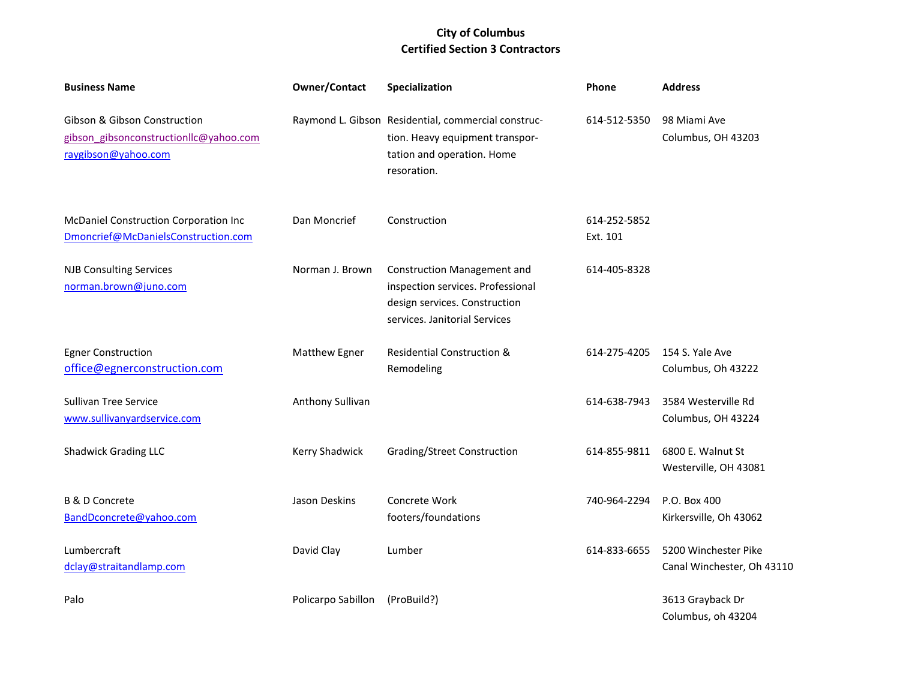# City of Columbus
## Certified Section 3 Contractors

| Business Name | Owner/Contact | Specialization | Phone | Address |
|---|---|---|---|---|
| Gibson & Gibson Construction<br>gibson_gibsonconstructionllc@yahoo.com<br>raygibson@yahoo.com | Raymond L. Gibson | Residential, commercial construction. Heavy equipment transportation and operation. Home resoration. | 614-512-5350 | 98 Miami Ave<br>Columbus, OH 43203 |
| McDaniel Construction Corporation Inc<br>Dmoncrief@McDanielsConstruction.com | Dan Moncrief | Construction | 614-252-5852<br>Ext. 101 | |
| NJB Consulting Services<br>norman.brown@juno.com | Norman J. Brown | Construction Management and inspection services. Professional design services. Construction services. Janitorial Services | 614-405-8328 | |
| Egner Construction<br>office@egnerconstruction.com | Matthew Egner | Residential Construction & Remodeling | 614-275-4205 | 154 S. Yale Ave<br>Columbus, Oh 43222 |
| Sullivan Tree Service<br>www.sullivanyardservice.com | Anthony Sullivan | | 614-638-7943 | 3584 Westerville Rd<br>Columbus, OH 43224 |
| Shadwick Grading LLC | Kerry Shadwick | Grading/Street Construction | 614-855-9811 | 6800 E. Walnut St<br>Westerville, OH 43081 |
| B & D Concrete<br>BandDconcrete@yahoo.com | Jason Deskins | Concrete Work<br>footers/foundations | 740-964-2294 | P.O. Box 400<br>Kirkersville, Oh 43062 |
| Lumbercraft<br>dclay@straitandlamp.com | David Clay | Lumber | 614-833-6655 | 5200 Winchester Pike<br>Canal Winchester, Oh 43110 |
| Palo | Policarpo Sabillon | (ProBuild?) | | 3613 Grayback Dr<br>Columbus, oh 43204 |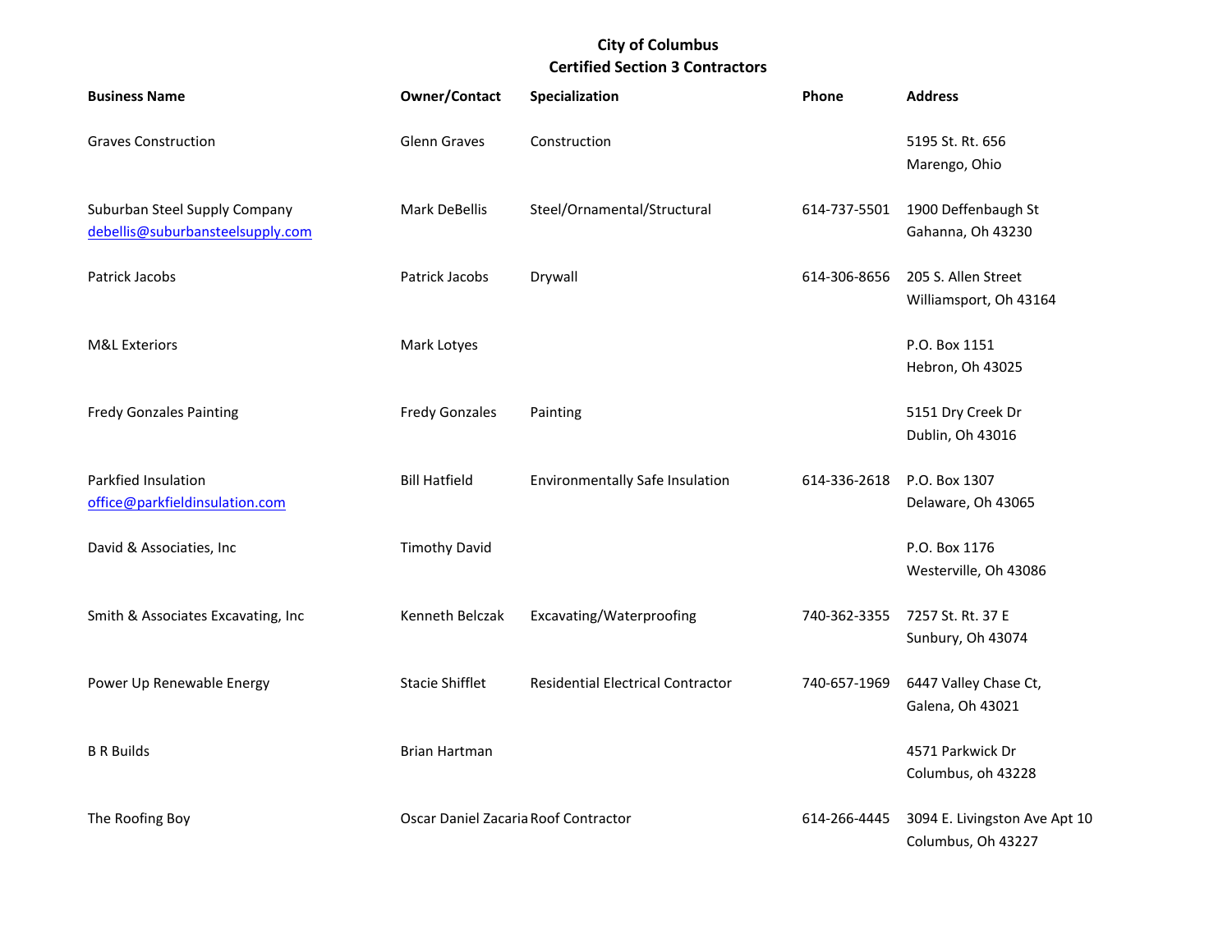**City of Columbus**
**Certified Section 3 Contractors**

| Business Name | Owner/Contact | Specialization | Phone | Address |
|---|---|---|---|---|
| Graves Construction | Glenn Graves | Construction | | 5195 St. Rt. 656<br>Marengo, Ohio |
| Suburban Steel Supply Company<br>debellis@suburbansteelsupply.com | Mark DeBellis | Steel/Ornamental/Structural | 614-737-5501 | 1900 Deffenbaugh St<br>Gahanna, Oh 43230 |
| Patrick Jacobs | Patrick Jacobs | Drywall | 614-306-8656 | 205 S. Allen Street<br>Williamsport, Oh 43164 |
| M&L Exteriors | Mark Lotyes | | | P.O. Box 1151<br>Hebron, Oh 43025 |
| Fredy Gonzales Painting | Fredy Gonzales | Painting | | 5151 Dry Creek Dr<br>Dublin, Oh 43016 |
| Parkfied Insulation<br>office@parkfieldinsulation.com | Bill Hatfield | Environmentally Safe Insulation | 614-336-2618 | P.O. Box 1307<br>Delaware, Oh 43065 |
| David & Associaties, Inc | Timothy David | | | P.O. Box 1176<br>Westerville, Oh 43086 |
| Smith & Associates Excavating, Inc | Kenneth Belczak | Excavating/Waterproofing | 740-362-3355 | 7257 St. Rt. 37 E<br>Sunbury, Oh 43074 |
| Power Up Renewable Energy | Stacie Shifflet | Residential Electrical Contractor | 740-657-1969 | 6447 Valley Chase Ct,<br>Galena, Oh 43021 |
| B R Builds | Brian Hartman | | | 4571 Parkwick Dr<br>Columbus, oh 43228 |
| The Roofing Boy | Oscar Daniel Zacaria | Roof Contractor | 614-266-4445 | 3094 E. Livingston Ave Apt 10<br>Columbus, Oh 43227 |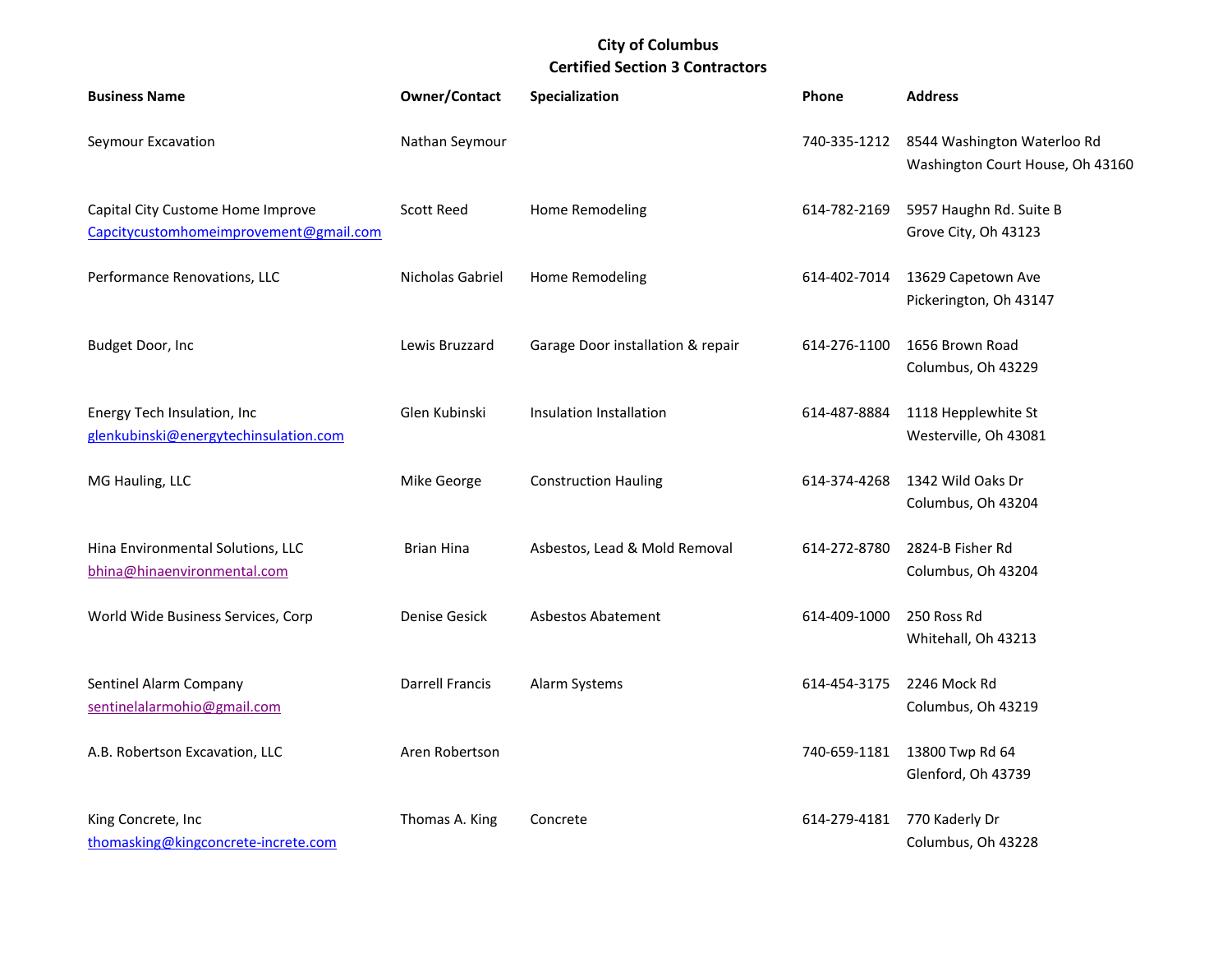**City of Columbus**
**Certified Section 3 Contractors**

| Business Name | Owner/Contact | Specialization | Phone | Address |
|---|---|---|---|---|
| Seymour Excavation | Nathan Seymour | | 740-335-1212 | 8544 Washington Waterloo Rd<br>Washington Court House, Oh 43160 |
| Capital City Custome Home Improve<br>Capcitycustomhomeimprovement@gmail.com | Scott Reed | Home Remodeling | 614-782-2169 | 5957 Haughn Rd. Suite B<br>Grove City, Oh 43123 |
| Performance Renovations, LLC | Nicholas Gabriel | Home Remodeling | 614-402-7014 | 13629 Capetown Ave<br>Pickerington, Oh 43147 |
| Budget Door, Inc | Lewis Bruzzard | Garage Door installation & repair | 614-276-1100 | 1656 Brown Road<br>Columbus, Oh 43229 |
| Energy Tech Insulation, Inc<br>glenkubinski@energytechinsulation.com | Glen Kubinski | Insulation Installation | 614-487-8884 | 1118 Hepplewhite St<br>Westerville, Oh 43081 |
| MG Hauling, LLC | Mike George | Construction Hauling | 614-374-4268 | 1342 Wild Oaks Dr<br>Columbus, Oh 43204 |
| Hina Environmental Solutions, LLC<br>bhina@hinaenvironmental.com | Brian Hina | Asbestos, Lead & Mold Removal | 614-272-8780 | 2824-B Fisher Rd<br>Columbus, Oh 43204 |
| World Wide Business Services, Corp | Denise Gesick | Asbestos Abatement | 614-409-1000 | 250 Ross Rd<br>Whitehall, Oh 43213 |
| Sentinel Alarm Company<br>sentinelalarmohio@gmail.com | Darrell Francis | Alarm Systems | 614-454-3175 | 2246 Mock Rd<br>Columbus, Oh 43219 |
| A.B. Robertson Excavation, LLC | Aren Robertson | | 740-659-1181 | 13800 Twp Rd 64<br>Glenford, Oh 43739 |
| King Concrete, Inc<br>thomasking@kingconcrete-increte.com | Thomas A. King | Concrete | 614-279-4181 | 770 Kaderly Dr<br>Columbus, Oh 43228 |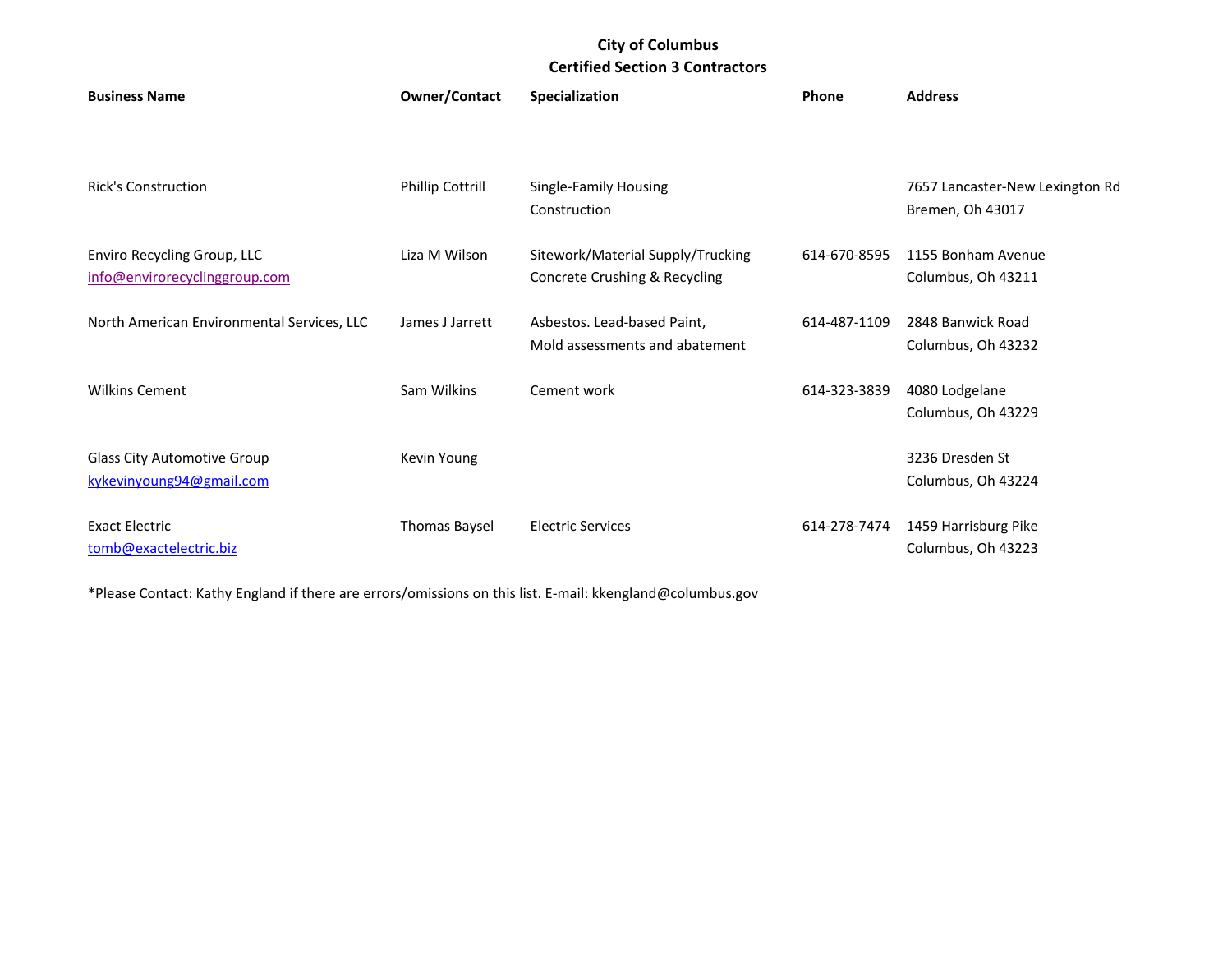**City of Columbus**
**Certified Section 3 Contractors**

| Business Name | Owner/Contact | Specialization | Phone | Address |
|---|---|---|---|---|
| Rick's Construction | Phillip Cottrill | Single-Family Housing Construction | | 7657 Lancaster-New Lexington Rd Bremen, Oh 43017 |
| Enviro Recycling Group, LLC info@envirorecyclinggroup.com | Liza M Wilson | Sitework/Material Supply/Trucking Concrete Crushing & Recycling | 614-670-8595 | 1155 Bonham Avenue Columbus, Oh 43211 |
| North American Environmental Services, LLC | James J Jarrett | Asbestos. Lead-based Paint, Mold assessments and abatement | 614-487-1109 | 2848 Banwick Road Columbus, Oh 43232 |
| Wilkins Cement | Sam Wilkins | Cement work | 614-323-3839 | 4080 Lodgelane Columbus, Oh 43229 |
| Glass City Automotive Group kykevinyoung94@gmail.com | Kevin Young | | | 3236 Dresden St Columbus, Oh 43224 |
| Exact Electric tomb@exactelectric.biz | Thomas Baysel | Electric Services | 614-278-7474 | 1459 Harrisburg Pike Columbus, Oh 43223 |

*Please Contact: Kathy England if there are errors/omissions on this list. E-mail: kkengland@columbus.gov